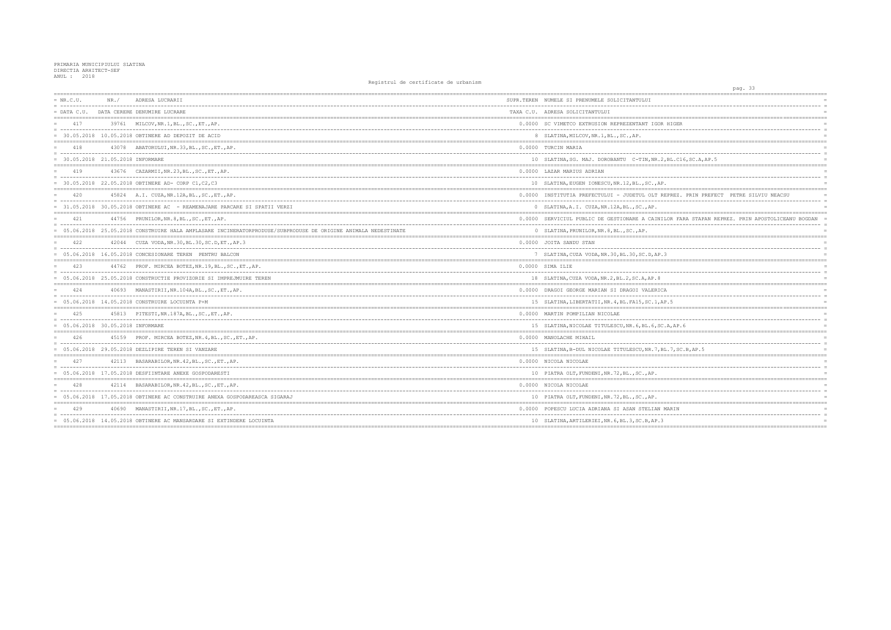PRIMARIA MUNICIPIULUI SLATINA
DIRECTIA ARHITECT-SEF
ANUL : 2018

Registrul de certificate de urbanism

| NR.C.U. / DATA C.U. | NR./ DATA CERERE | ADRESA LUCRARII / DENUMIRE LUCRARE | SUPR.TEREN / TAXA C.U. | NUMELE SI PRENUMELE SOLICITANTULUI / ADRESA SOLICITANTULUI |
|---|---|---|---|---|
| 417 | 39761 | MILCOV,NR.1,BL.,SC.,ET.,AP. | 0.0000 | SC VIMETCO EXTRUSION REPREZENTANT IGOR HIGER |
| 30.05.2018 | 10.05.2018 | OBTINERE AD DEPOZIT DE ACID | 8 | SLATINA,MILCOV,NR.1,BL.,SC.,AP. |
| 418 | 43078 | ABATORULUI,NR.33,BL.,SC.,ET.,AP. | 0.0000 | TURCIN MARIA |
| 30.05.2018 | 21.05.2018 | INFORMARE | 10 | SLATINA,SG. MAJ. DOROBANTU C-TIN,NR.2,BL.C16,SC.A,AP.5 |
| 419 | 43676 | CAZARMII,NR.23,BL.,SC.,ET.,AP. | 0.0000 | LAZAR MARIUS ADRIAN |
| 30.05.2018 | 22.05.2018 | OBTINERE AD- CORP C1,C2,C3 | 10 | SLATINA,EUGEN IONESCU,NR.12,BL.,SC.,AP. |
| 420 | 45824 | A.I. CUZA,NR.12A,BL.,SC.,ET.,AP. | 0.0000 | INSTITUTIA PREFECTULUI - JUDETUL OLT REPREZ. PRIN PREFECT PETRE SILVIU NEACSU |
| 31.05.2018 | 30.05.2018 | OBTINERE AC - REAMENAJARE PARCARE SI SPATII VERZI | 0 | SLATINA,A.I. CUZA,NR.12A,BL.,SC.,AP. |
| 421 | 44756 | PRUNILOR,NR.8,BL.,SC.,ET.,AP. | 0.0000 | SERVICIUL PUBLIC DE GESTIONARE A CAINILOR FARA STAPAN REPREZ. PRIN APOSTOLICEANU BOGDAN |
| 05.06.2018 | 25.05.2018 | CONSTRUIRE HALA AMPLASARE INCINERATORPRODUSE/SUBPRODUSE DE ORIGINE ANIMALA NEDESTINATE | 0 | SLATINA,PRUNILOR,NR.8,BL.,SC.,AP. |
| 422 | 42044 | CUZA VODA,NR.30,BL.30,SC.D,ET.,AP.3 | 0.0000 | JOITA SANDU STAN |
| 05.06.2018 | 16.05.2018 | CONCESIONARE TEREN PENTRU BALCON | 7 | SLATINA,CUZA VODA,NR.30,BL.30,SC.D,AP.3 |
| 423 | 44762 | PROF. MIRCEA BOTEZ,NR.19,BL.,SC.,ET.,AP. | 0.0000 | SIMA ILIE |
| 05.06.2018 | 25.05.2018 | CONSTRUCTIE PROVIZORIE SI IMPREJMUIRE TEREN | 18 | SLATINA,CUZA VODA,NR.2,BL.2,SC.A,AP.8 |
| 424 | 40693 | MANASTIRII,NR.104A,BL.,SC.,ET.,AP. | 0.0000 | DRAGOI GEORGE MARIAN SI DRAGOI VALERICA |
| 05.06.2018 | 14.05.2018 | CONSTRUIRE LOCUINTA P+M | 15 | SLATINA,LIBERTATII,NR.4,BL.FA15,SC.1,AP.5 |
| 425 | 45813 | PITESTI,NR.187A,BL.,SC.,ET.,AP. | 0.0000 | MARTIN POMPILIAN NICOLAE |
| 05.06.2018 | 30.05.2018 | INFORMARE | 15 | SLATINA,NICOLAE TITULESCU,NR.6,BL.6,SC.A,AP.6 |
| 426 | 45159 | PROF. MIRCEA BOTEZ,NR.4,BL.,SC.,ET.,AP. | 0.0000 | MANOLACHE MIHAIL |
| 05.06.2018 | 29.05.2018 | DEZLIPIRE TEREN SI VANZARE | 15 | SLATINA,B-DUL NICOLAE TITULESCU,NR.7,BL.7,SC.B,AP.5 |
| 427 | 42113 | BASARABILOR,NR.42,BL.,SC.,ET.,AP. | 0.0000 | NICOLA NICOLAE |
| 05.06.2018 | 17.05.2018 | DESFIINTARE ANEXE GOSPODARESTI | 10 | PIATRA OLT,FUNDENI,NR.72,BL.,SC.,AP. |
| 428 | 42114 | BASARABILOR,NR.42,BL.,SC.,ET.,AP. | 0.0000 | NICOLA NICOLAE |
| 05.06.2018 | 17.05.2018 | OBTINERE AC CONSTRUIRE ANEXA GOSPODAREASCA SIGARAJ | 10 | PIATRA OLT,FUNDENI,NR.72,BL.,SC.,AP. |
| 429 | 40690 | MANASTIRII,NR.17,BL.,SC.,ET.,AP. | 0.0000 | POPESCU LUCIA ADRIANA SI ASAN STELIAN MARIN |
| 05.06.2018 | 14.05.2018 | OBTINERE AC MANSARDARE SI EXTINDERE LOCUINTA | 10 | SLATINA,ARTILERIEI,NR.6,BL.3,SC.B,AP.3 |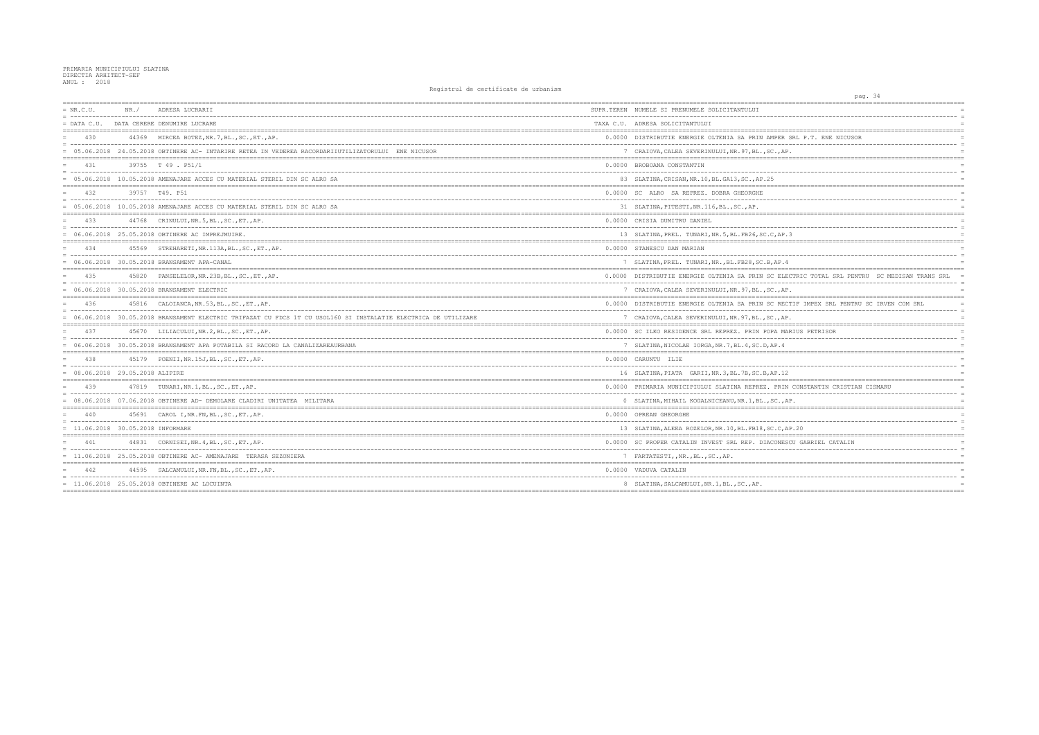PRIMARIA MUNICIPIULUI SLATINA
DIRECTIA ARHITECT-SEF
ANUL : 2018

Registrul de certificate de urbanism

| NR.C.U. / DATA C.U. | NR. / DATA CERERE | ADRESA LUCRARII / DENUMIRE LUCRARE | SUPR.TEREN / TAXA C.U. | NUMELE SI PRENUMELE SOLICITANTULUI / ADRESA SOLICITANTULUI |
|---|---|---|---|---|
| 430 | 44369 | MIRCEA BOTEZ,NR.7,BL.,SC.,ET.,AP. | 0.0000 | DISTRIBUTIE ENERGIE OLTENIA SA PRIN AMPER SRL F.T. ENE NICUSOR |
| 05.06.2018 | 24.05.2018 | OBTINERE AC- INTARIRE RETEA IN VEDEREA RACORDARIIUTILIZATORULUI ENE NICUSOR | 7 | CRAIOVA,CALEA SEVERINULUI,NR.97,BL.,SC.,AP. |
| 431 | 39755 | T 49 . P51/1 | 0.0000 | BROBOANA CONSTANTIN |
| 05.06.2018 | 10.05.2018 | AMENAJARE ACCES CU MATERIAL STERIL DIN SC ALRO SA | 83 | SLATINA,CRISAN,NR.10,BL.GA13,SC.,AP.25 |
| 432 | 39757 | T49. P51 | 0.0000 | SC ALRO SA REPREZ. DOBRA GHEORGHE |
| 05.06.2018 | 10.05.2018 | AMENAJARE ACCES CU MATERIAL STERIL DIN SC ALRO SA | 31 | SLATINA,PITESTI,NR.116,BL.,SC.,AP. |
| 433 | 44768 | CRINULUI,NR.5,BL.,SC.,ET.,AP. | 0.0000 | CRISIA DUMITRU DANIEL |
| 06.06.2018 | 25.05.2018 | OBTINERE AC IMPREJMUIRE. | 13 | SLATINA,PREL. TUNARI,NR.5,BL.FB26,SC.C,AP.3 |
| 434 | 45569 | STREHARETI,NR.113A,BL.,SC.,ET.,AP. | 0.0000 | STANESCU DAN MARIAN |
| 06.06.2018 | 30.05.2018 | BRANSAMENT APA-CANAL | 7 | SLATINA,PREL. TUNARI,NR.,BL.FB28,SC.B,AP.4 |
| 435 | 45820 | PANSELELOR,NR.23B,BL.,SC.,ET.,AP. | 0.0000 | DISTRIBUTIE ENERGIE OLTENIA SA PRIN SC ELECTRIC TOTAL SRL PENTRU SC MEDISAN TRANS SRL |
| 06.06.2018 | 30.05.2018 | BRANSAMENT ELECTRIC | 7 | CRAIOVA,CALEA SEVERINULUI,NR.97,BL.,SC.,AP. |
| 436 | 45816 | CALOIANCA,NR.53,BL.,SC.,ET.,AP. | 0.0000 | DISTRIBUTIE ENERGIE OLTENIA SA PRIN SC RECTIF IMPEX SRL PENTRU SC IRVEN COM SRL |
| 06.06.2018 | 30.05.2018 | BRANSAMENT ELECTRIC TRIFAZAT CU FDCS 1T CU USOL160 SI INSTALATIE ELECTRICA DE UTILIZARE | 7 | CRAIOVA,CALEA SEVERINULUI,NR.97,BL.,SC.,AP. |
| 437 | 45670 | LILIACULUI,NR.2,BL.,SC.,ET.,AP. | 0.0000 | SC ILKO RESIDENCE SRL REPREZ. PRIN POPA MARIUS PETRISOR |
| 06.06.2018 | 30.05.2018 | BRANSAMENT APA POTABILA SI RACORD LA CANALIZAREAURBANA | 7 | SLATINA,NICOLAE IORGA,NR.7,BL.4,SC.D,AP.4 |
| 438 | 45179 | POENII,NR.15J,BL.,SC.,ET.,AP. | 0.0000 | CARUNTU ILIE |
| 08.06.2018 | 29.05.2018 | ALIPIRE | 16 | SLATINA,PIATA GARII,NR.3,BL.7B,SC.B,AP.12 |
| 439 | 47819 | TUNARI,NR.1,BL.,SC.,ET.,AP. | 0.0000 | PRIMARIA MUNICIPIULUI SLATINA REPREZ. PRIN CONSTANTIN CRISTIAN CISMARU |
| 08.06.2018 | 07.06.2018 | OBTINERE AD- DEMOLARE CLADIRI UNITATEA MILITARA | 0 | SLATINA,MIHAIL KOGALNICEANU,NR.1,BL.,SC.,AP. |
| 440 | 45691 | CAROL I,NR.FN,BL.,SC.,ET.,AP. | 0.0000 | OPREAN GHEORGHE |
| 11.06.2018 | 30.05.2018 | INFORMARE | 13 | SLATINA,ALEEA ROZELOR,NR.10,BL.FB18,SC.C,AP.20 |
| 441 | 44831 | CORNISEI,NR.4,BL.,SC.,ET.,AP. | 0.0000 | SC PROPER CATALIN INVEST SRL REP. DIACONESCU GABRIEL CATALIN |
| 11.06.2018 | 25.05.2018 | OBTINERE AC- AMENAJARE TERASA SEZONIERA | 7 | FARTATESTI,,NR.,BL.,SC.,AP. |
| 442 | 44595 | SALCAMULUI,NR.FN,BL.,SC.,ET.,AP. | 0.0000 | VADUVA CATALIN |
| 11.06.2018 | 25.05.2018 | OBTINERE AC LOCUINTA | 8 | SLATINA,SALCAMULUI,NR.1,BL.,SC.,AP. |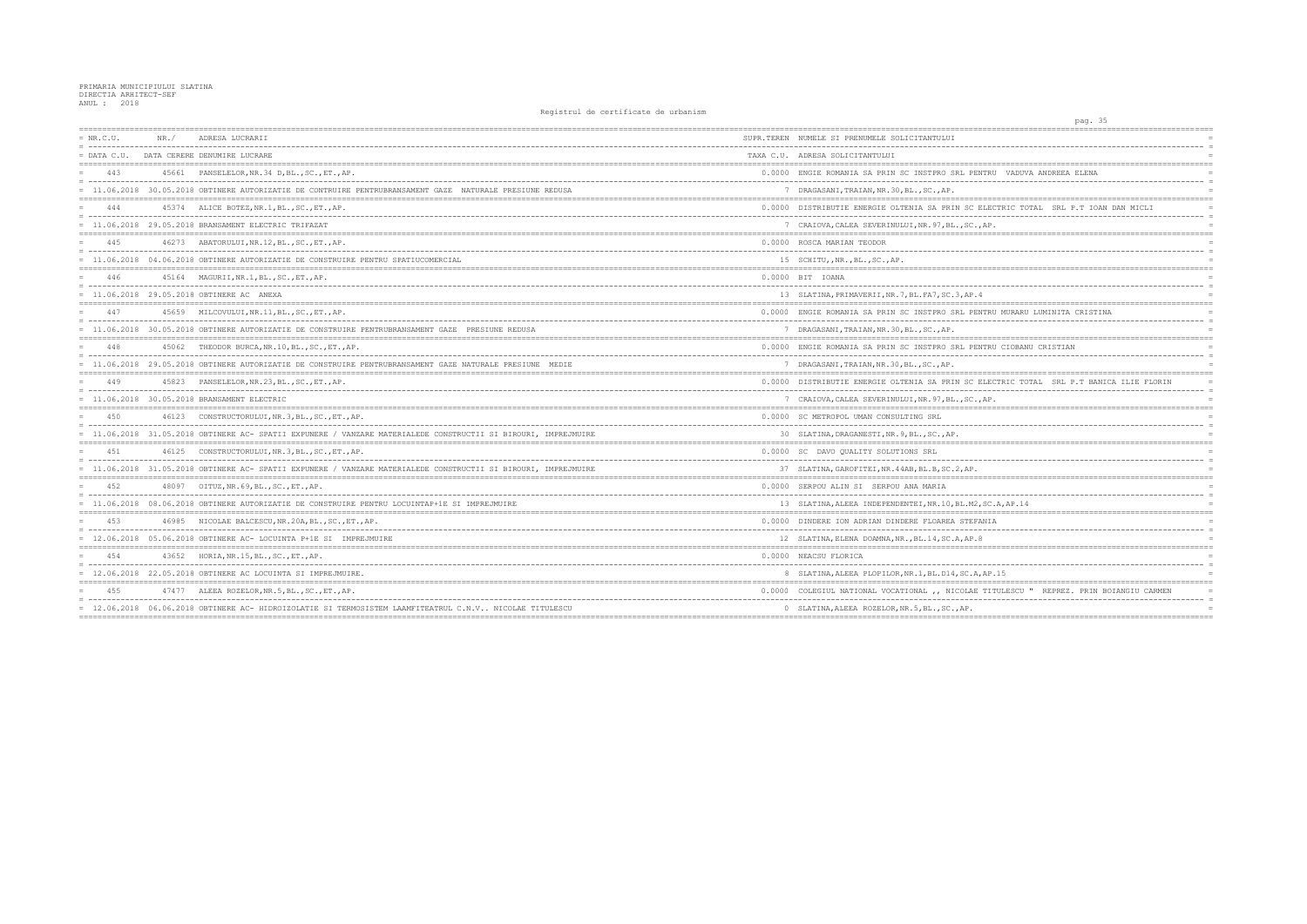PRIMARIA MUNICIPIULUI SLATINA
DIRECTIA ARHITECT-SEF
ANUL : 2018

Registrul de certificate de urbanism

| NR.C.U. / DATA C.U. | NR. / DATA CERERE | ADRESA LUCRARII / DENUMIRE LUCRARE | SUPR.TEREN / TAXA C.U. | NUMELE SI PRENUMELE SOLICITANTULUI / ADRESA SOLICITANTULUI |
|---|---|---|---|---|
| 443 | 45661 | PANSELELOR,NR.34 D,BL.,SC.,ET.,AP. | 0.0000 | ENGIE ROMANIA SA PRIN SC INSTPRO SRL PENTRU VADUVA ANDREEA ELENA |
| 11.06.2018 | 30.05.2018 | OBTINERE AUTORIZATIE DE CONTRUIRE PENTRUBRANSAMENT GAZE NATURALE PRESIUNE REDUSA | 7 | DRAGASANI,TRAIAN,NR.30,BL.,SC.,AP. |
| 444 | 45374 | ALICE BOTEZ,NR.1,BL.,SC.,ET.,AP. | 0.0000 | DISTRIBUTIE ENERGIE OLTENIA SA PRIN SC ELECTRIC TOTAL SRL P.T IOAN DAN MICLI |
| 11.06.2018 | 29.05.2018 | BRANSAMENT ELECTRIC TRIFAZAT | 7 | CRAIOVA,CALEA SEVERINULUI,NR.97,BL.,SC.,AP. |
| 445 | 46273 | ABATORULUI,NR.12,BL.,SC.,ET.,AP. | 0.0000 | ROSCA MARIAN TEODOR |
| 11.06.2018 | 04.06.2018 | OBTINERE AUTORIZATIE DE CONSTRUIRE PENTRU SPATIUCOMERCIAL | 15 | SCHITU,,NR.,BL.,SC.,AP. |
| 446 | 45164 | MAGURII,NR.1,BL.,SC.,ET.,AP. | 0.0000 | BIT IOANA |
| 11.06.2018 | 29.05.2018 | OBTINERE AC ANEXA | 13 | SLATINA,PRIMAVERII,NR.7,BL.FA7,SC.3,AP.4 |
| 447 | 45659 | MILCOVULUI,NR.11,BL.,SC.,ET.,AP. | 0.0000 | ENGIE ROMANIA SA PRIN SC INSTPRO SRL PENTRU MURARU LUMINITA CRISTINA |
| 11.06.2018 | 30.05.2018 | OBTINERE AUTORIZATIE DE CONSTRUIRE PENTRUBRANSAMENT GAZE PRESIUNE REDUSA | 7 | DRAGASANI,TRAIAN,NR.30,BL.,SC.,AP. |
| 448 | 45062 | THEODOR BURCA,NR.10,BL.,SC.,ET.,AP. | 0.0000 | ENGIE ROMANIA SA PRIN SC INSTPRO SRL PENTRU CIOBANU CRISTIAN |
| 11.06.2018 | 29.05.2018 | OBTINERE AUTORIZATIE DE CONSTRUIRE PENTRUBRANSAMENT GAZE NATURALE PRESIUNE MEDIE | 7 | DRAGASANI,TRAIAN,NR.30,BL.,SC.,AP. |
| 449 | 45823 | PANSELELOR,NR.23,BL.,SC.,ET.,AP. | 0.0000 | DISTRIBUTIE ENERGIE OLTENIA SA PRIN SC ELECTRIC TOTAL SRL P.T BANICA ILIE FLORIN |
| 11.06.2018 | 30.05.2018 | BRANSAMENT ELECTRIC | 7 | CRAIOVA,CALEA SEVERINULUI,NR.97,BL.,SC.,AP. |
| 450 | 46123 | CONSTRUCTORULUI,NR.3,BL.,SC.,ET.,AP. | 0.0000 | SC METROPOL UMAN CONSULTING SRL |
| 11.06.2018 | 31.05.2018 | OBTINERE AC- SPATII EXPUNERE / VANZARE MATERIALEDE CONSTRUCTII SI BIROURI, IMPREJMUIRE | 30 | SLATINA,DRAGANESTI,NR.9,BL.,SC.,AP. |
| 451 | 46125 | CONSTRUCTORULUI,NR.3,BL.,SC.,ET.,AP. | 0.0000 | SC DAVO QUALITY SOLUTIONS SRL |
| 11.06.2018 | 31.05.2018 | OBTINERE AC- SPATII EXPUNERE / VANZARE MATERIALEDE CONSTRUCTII SI BIROURI, IMPREJMUIRE | 37 | SLATINA,GAROFITEI,NR.44AB,BL.B,SC.2,AP. |
| 452 | 48097 | OITUZ,NR.69,BL.,SC.,ET.,AP. | 0.0000 | SERPOU ALIN SI SERPOU ANA MARIA |
| 11.06.2018 | 08.06.2018 | OBTINERE AUTORIZATIE DE CONSTRUIRE PENTRU LOCUINTAP+1E SI IMPREJMUIRE | 13 | SLATINA,ALEEA INDEPENDENTEI,NR.10,BL.M2,SC.A,AP.14 |
| 453 | 46985 | NICOLAE BALCESCU,NR.20A,BL.,SC.,ET.,AP. | 0.0000 | DINDERE ION ADRIAN DINDERE FLOAREA STEFANIA |
| 12.06.2018 | 05.06.2018 | OBTINERE AC- LOCUINTA P+1E SI IMPREJMUIRE | 12 | SLATINA,ELENA DOAMNA,NR.,BL.14,SC.A,AP.8 |
| 454 | 43652 | HORIA,NR.15,BL.,SC.,ET.,AP. | 0.0000 | NEACSU FLORICA |
| 12.06.2018 | 22.05.2018 | OBTINERE AC LOCUINTA SI IMPREJMUIRE. | 8 | SLATINA,ALEEA PLOPILOR,NR.1,BL.D14,SC.A,AP.15 |
| 455 | 47477 | ALEEA ROZELOR,NR.5,BL.,SC.,ET.,AP. | 0.0000 | COLEGIUL NATIONAL VOCATIONAL ,, NICOLAE TITULESCU " REPREZ. PRIN BOIANGIU CARMEN |
| 12.06.2018 | 06.06.2018 | OBTINERE AC- HIDROIZOLATIE SI TERMOSISTEM LAAMFITEATRUL C.N.V.. NICOLAE TITULESCU | 0 | SLATINA,ALEEA ROZELOR,NR.5,BL.,SC.,AP. |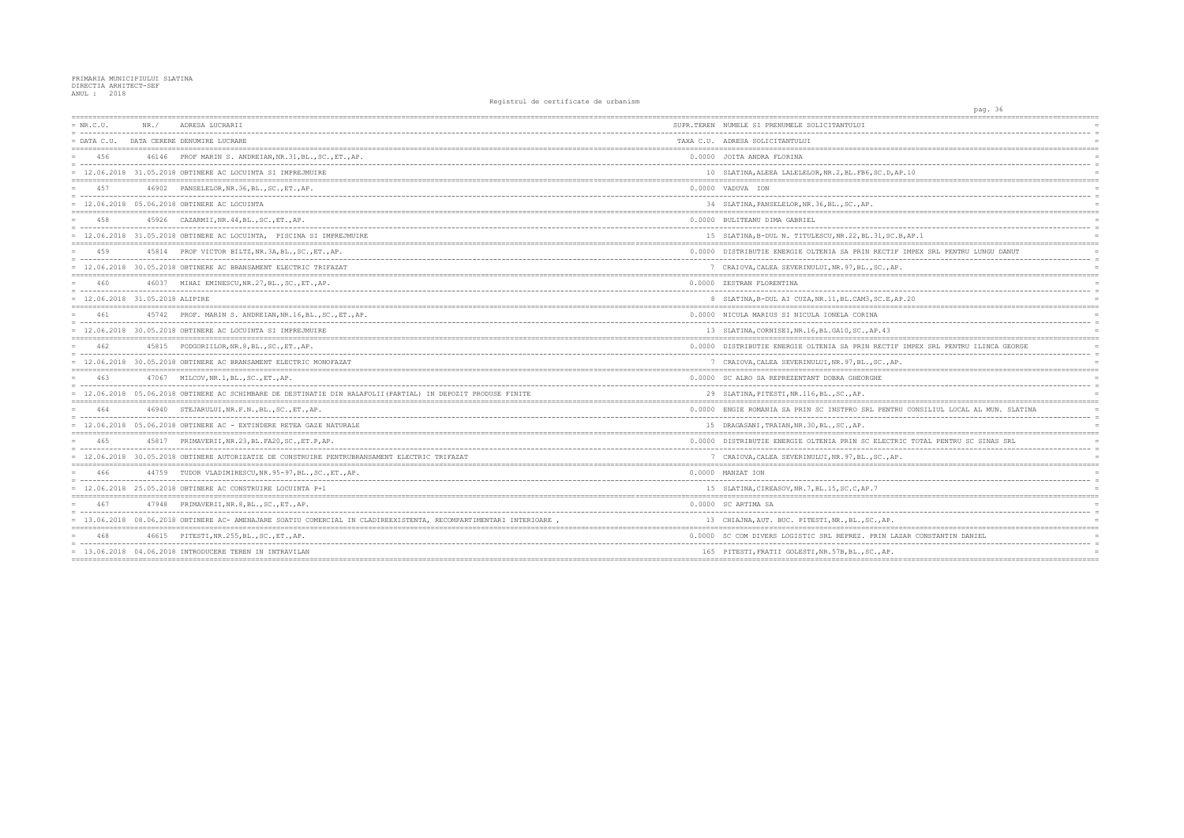PRIMARIA MUNICIPIULUI SLATINA
DIRECTIA ARHITECT-SEF
ANUL : 2018

Registrul de certificate de urbanism

| NR.C.U. / DATA C.U. | NR. / DATA CERERE | ADRESA LUCRARII / DENUMIRE LUCRARE | SUPR.TEREN / TAXA C.U. | NUMELE SI PRENUMELE SOLICITANTULUI / ADRESA SOLICITANTULUI |
|---|---|---|---|---|
| 456 | 46146 | PROF MARIN S. ANDREIAN,NR.31,BL.,SC.,ET.,AP. | 0.0000 | JOITA ANDRA FLORINA |
| 12.06.2018 | 31.05.2018 | OBTINERE AC LOCUINTA SI IMPREJMUIRE | 10 | SLATINA,ALEEA LALELELOR,NR.2,BL.FB6,SC.D,AP.10 |
| 457 | 46902 | PANSELELOR,NR.36,BL.,SC.,ET.,AP. | 0.0000 | VADUVA ION |
| 12.06.2018 | 05.06.2018 | OBTINERE AC LOCUINTA | 34 | SLATINA,PANSELELOR,NR.36,BL.,SC.,AP. |
| 458 | 45926 | CAZARMII,NR.44,BL.,SC.,ET.,AP. | 0.0000 | BULITEANU DIMA GABRIEL |
| 12.06.2018 | 31.05.2018 | OBTINERE AC LOCUINTA, PISCINA SI IMPREJMUIRE | 15 | SLATINA,B-DUL N. TITULESCU,NR.22,BL.31,SC.B,AP.1 |
| 459 | 45814 | PROF VICTOR BILTZ,NR.3A,BL.,SC.,ET.,AP. | 0.0000 | DISTRIBUTIE ENERGIE OLTENIA SA PRIN RECTIF IMPEX SRL PENTRU LUNGU DANUT |
| 12.06.2018 | 30.05.2018 | OBTINERE AC BRANSAMENT ELECTRIC TRIFAZAT | 7 | CRAIOVA,CALEA SEVERINULUI,NR.97,BL.,SC.,AP. |
| 460 | 46037 | MIHAI EMINESCU,NR.27,BL.,SC.,ET.,AP. | 0.0000 | ZESTRAN FLORENTINA |
| 12.06.2018 | 31.05.2018 | ALIPIRE | 8 | SLATINA,B-DUL AI CUZA,NR.11,BL.CAM3,SC.E,AP.20 |
| 461 | 45742 | PROF. MARIN S. ANDREIAN,NR.16,BL.,SC.,ET.,AP. | 0.0000 | NICULA MARIUS SI NICULA IONELA CORINA |
| 12.06.2018 | 30.05.2018 | OBTINERE AC LOCUINTA SI IMPREJMUIRE | 13 | SLATINA,CORNISEI,NR.16,BL.GA10,SC.,AP.43 |
| 462 | 45815 | PODGORIILOR,NR.8,BL.,SC.,ET.,AP. | 0.0000 | DISTRIBUTIE ENERGIE OLTENIA SA PRIN RECTIF IMPEX SRL PENTRU ILINCA GEORGE |
| 12.06.2018 | 30.05.2018 | OBTINERE AC BRANSAMENT ELECTRIC MONOFAZAT | 7 | CRAIOVA,CALEA SEVERINULUI,NR.97,BL.,SC.,AP. |
| 463 | 47067 | MILCOV,NR.1,BL.,SC.,ET.,AP. | 0.0000 | SC ALRO SA REPREZENTANT DOBRA GHEORGHE |
| 12.06.2018 | 05.06.2018 | OBTINERE AC SCHIMBARE DE DESTINATIE DIN HALAFOLII(PARTIAL) IN DEPOZIT PRODUSE FINITE | 29 | SLATINA,PITESTI,NR.116,BL.,SC.,AP. |
| 464 | 46940 | STEJARULUI,NR.F.N.,BL.,SC.,ET.,AP. | 0.0000 | ENGIE ROMANIA SA PRIN SC INSTPRO SRL PENTRU CONSILIUL LOCAL AL MUN. SLATINA |
| 12.06.2018 | 05.06.2018 | OBTINERE AC - EXTINDERE RETEA GAZE NATURALE | 15 | DRAGASANI,TRAIAN,NR.30,BL.,SC.,AP. |
| 465 | 45817 | PRIMAVERII,NR.23,BL.FA20,SC.,ET.P,AP. | 0.0000 | DISTRIBUTIE ENERGIE OLTENIA PRIN SC ELECTRIC TOTAL PENTRU SC SINAS SRL |
| 12.06.2018 | 30.05.2018 | OBTINERE AUTORIZATIE DE CONSTRUIRE PENTRUBRANSAMENT ELECTRIC TRIFAZAT | 7 | CRAIOVA,CALEA SEVERINULUI,NR.97,BL.,SC.,AP. |
| 466 | 44759 | TUDOR VLADIMIRESCU,NR.95-97,BL.,SC.,ET.,AP. | 0.0000 | MANZAT ION |
| 12.06.2018 | 25.05.2018 | OBTINERE AC CONSTRUIRE LOCUINTA P+1 | 15 | SLATINA,CIREASOV,NR.7,BL.15,SC.C,AP.7 |
| 467 | 47948 | PRIMAVERII,NR.8,BL.,SC.,ET.,AP. | 0.0000 | SC ARTIMA SA |
| 13.06.2018 | 08.06.2018 | OBTINERE AC- AMENAJARE SOATIU COMERCIAL IN CLADIREEXISTENTA, RECOMPARTIMENTARI INTERIOARE , | 13 | CHIAJNA,AUT. BUC. PITESTI,NR.,BL.,SC.,AP. |
| 468 | 46615 | PITESTI,NR.255,BL.,SC.,ET.,AP. | 0.0000 | SC COM DIVERS LOGISTIC SRL REPREZ. PRIN LAZAR CONSTANTIN DANIEL |
| 13.06.2018 | 04.06.2018 | INTRODUCERE TEREN IN INTRAVILAN | 165 | PITESTI,FRATII GOLESTI,NR.57B,BL.,SC.,AP. |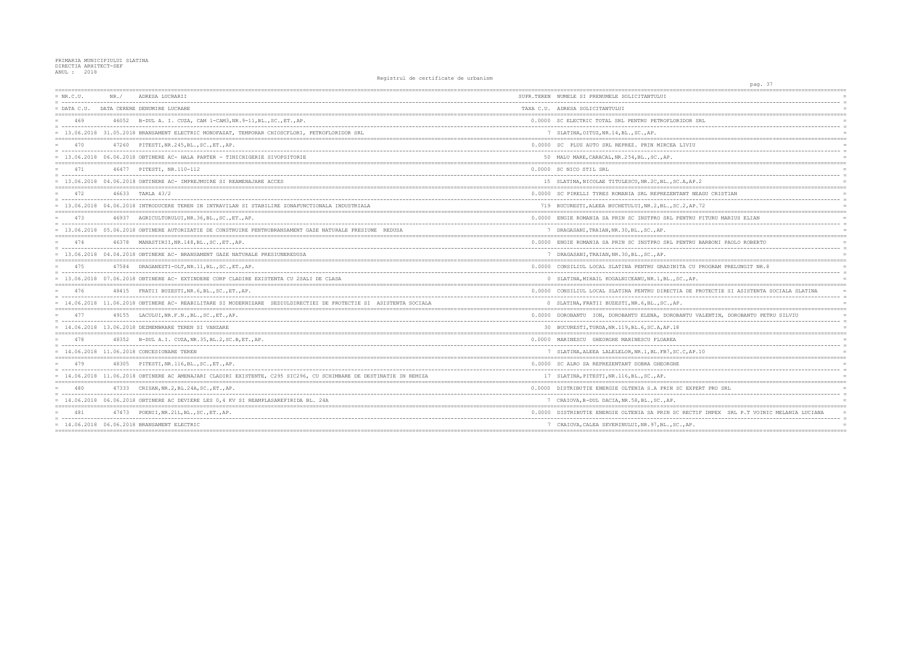PRIMARIA MUNICIPIULUI SLATINA
DIRECTIA ARHITECT-SEF
ANUL : 2018

Registrul de certificate de urbanism

| NR.C.U. | NR./ | ADRESA LUCRARII | SUPR.TEREN | NUMELE SI PRENUMELE SOLICITANTULUI |
|---|---|---|---|---|
| DATA C.U. | DATA CERERE | DENUMIRE LUCRARE | TAXA C.U. | ADRESA SOLICITANTULUI |
| 469 | 46052 | B-DUL A. I. CUZA, CAM 1-CAM3,NR.9-11,BL.,SC.,ET.,AP. | 0.0000 | SC ELECTRIC TOTAL SRL PENTRU PETROFLORIDOR SRL |
| 13.06.2018 | 31.05.2018 | BRANSAMENT ELECTRIC MONOFAZAT, TEMPORAR CHIOSCFLORI, PETROFLORIDOR SRL | 7 | SLATINA,OITUZ,NR.14,BL.,SC.,AP. |
| 470 | 47260 | PITESTI,NR.245,BL.,SC.,ET.,AP. | 0.0000 | SC PLUS AUTO SRL REPREZ. PRIN MIRCEA LIVIU |
| 13.06.2018 | 06.06.2018 | OBTINERE AC- HALA PARTER - TINICHIGERIE SIVOPSITORIE | 50 | MALU MARE,CARACAL,NR.254,BL.,SC.,AP. |
| 471 | 46477 | PITESTI, NR.110-112 | 0.0000 | SC NICO STIL SRL |
| 13.06.2018 | 04.06.2018 | OBTINERE AC- IMPREJMUIRE SI REAMENAJARE ACCES | 15 | SLATINA,NICOLAE TITULESCU,NR.2C,BL.,SC.A,AP.2 |
| 472 | 46633 | TARLA 43/2 | 0.0000 | SC PIRELLI TYRES ROMANIA SRL REPREZENTANT NEAGU CRISTIAN |
| 13.06.2018 | 04.06.2018 | INTRODUCERE TEREN IN INTRAVILAN SI STABILIRE ZONAFUNCTIONALA INDUSTRIALA | 719 | BUCURESTI,ALEEA BUCHETULUI,NR.2,BL.,SC.2,AP.72 |
| 473 | 46937 | AGRICULTORULUI,NR.36,BL.,SC.,ET.,AP. | 0.0000 | ENGIE ROMANIA SA PRIN SC INSTPRO SRL PENTRU PITURU MARIUS ELIAN |
| 13.06.2018 | 05.06.2018 | OBTINERE AUTORIZATIE DE CONSTRUIRE PENTRUBRANSAMENT GAZE NATURALE PRESIUNE REDUSA | 7 | DRAGASANI,TRAIAN,NR.30,BL.,SC.,AP. |
| 474 | 46378 | MANASTIRII,NR.148,BL.,SC.,ET.,AP. | 0.0000 | ENGIE ROMANIA SA PRIN SC INSTPRO SRL PENTRU BARBONI PAOLO ROBERTO |
| 13.06.2018 | 04.04.2018 | OBTINERE AC- BRANSAMENT GAZE NATURALE PRESIUNEREDUSA | 7 | DRAGASANI,TRAIAN,NR.30,BL.,SC.,AP. |
| 475 | 47584 | DRAGANESTI-OLT,NR.11,BL.,SC.,ET.,AP. | 0.0000 | CONSILIUL LOCAL SLATINA PENTRU GRADINITA CU PROGRAM PRELUNGIT NR.8 |
| 13.06.2018 | 07.06.2018 | OBTINERE AC- EXTINDERE CORP CLADIRE EXISTENTA CU 2SALI DE CLASA | 0 | SLATINA,MIHAIL KOGALNICEANU,NR.1,BL.,SC.,AP. |
| 476 | 48415 | FRATII BUZESTI,NR.6,BL.,SC.,ET.,AP. | 0.0000 | CONSILIUL LOCAL SLATINA PENTRU DIRECTIA DE PROTECTIE SI ASISTENTA SOCIALA SLATINA |
| 14.06.2018 | 11.06.2018 | OBTINERE AC- REABILITARE SI MODERNIZARE SEDIULDIRECTIEI DE PROTECTIE SI ASISTENTA SOCIALA | 0 | SLATINA,FRATII BUZESTI,NR.6,BL.,SC.,AP. |
| 477 | 49155 | LACULUI,NR.F.N.,BL.,SC.,ET.,AP. | 0.0000 | DOROBANTU ION, DOROBANTU ELENA, DOROBANTU VALENTIN, DOROBANTU PETRU SILVIU |
| 14.06.2018 | 13.06.2018 | DEZMEMBRARE TEREN SI VANZARE | 30 | BUCURESTI,TURDA,NR.119,BL.6,SC.A,AP.18 |
| 478 | 48352 | B-DUL A.I. CUZA,NR.35,BL.2,SC.B,ET.,AP. | 0.0000 | MARINESCU GHEORGHE MARINESCU FLOAREA |
| 14.06.2018 | 11.06.2018 | CONCESIONARE TEREN | 7 | SLATINA,ALEEA LALELELOR,NR.1,BL.FB7,SC.C,AP.10 |
| 479 | 48305 | PITESTI,NR.116,BL.,SC.,ET.,AP. | 0.0000 | SC ALRO SA REPREZENTANT DOBRA GHEORGHE |
| 14.06.2018 | 11.06.2018 | OBTINERE AC AMENAJARI CLADIRI EXISTENTE, C295 SIC296, CU SCHIMBARE DE DESTINATIE IN REMIZA | 17 | SLATINA,PITESTI,NR.116,BL.,SC.,AP. |
| 480 | 47333 | CRISAN,NR.2,BL.24A,SC.,ET.,AP. | 0.0000 | DISTRIBUTIE ENERGIE OLTENIA S.A PRIN SC EXPERT PRO SRL |
| 14.06.2018 | 06.06.2018 | OBTINERE AC DEVIERE LES 0,4 KV SI REAMPLASAREFIRIDA BL. 24A | 7 | CRAIOVA,B-DUL DACIA,NR.58,BL.,SC.,AP. |
| 481 | 47473 | POENII,NR.21L,BL.,SC.,ET.,AP. | 0.0000 | DISTRIBUTIE ENERGIE OLTENIA SA PRIN SC RECTIF IMPEX SRL P.T VOINIC MELANIA LUCIANA |
| 14.06.2018 | 06.06.2018 | BRANSAMENT ELECTRIC | 7 | CRAIOVA,CALEA SEVERINULUI,NR.97,BL.,SC.,AP. |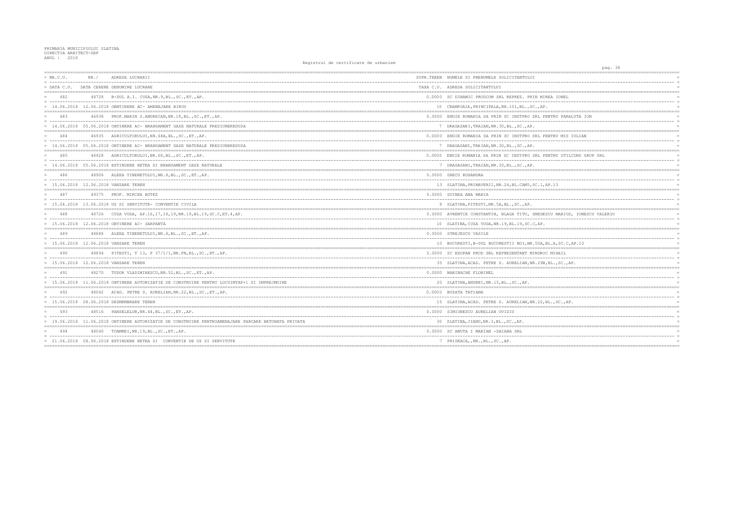PRIMARIA MUNICIPIULUI SLATINA
DIRECTIA ARHITECT-SEF
ANUL : 2018

Registrul de certificate de urbanism

| NR.C.U. / DATA C.U. | NR./ DATA CERERE | ADRESA LUCRARII / DENUMIRE LUCRARE | SUPR.TEREN / TAXA C.U. | NUMELE SI PRENUMELE SOLICITANTULUI / ADRESA SOLICITANTULUI |
|---|---|---|---|---|
| 482 | 48728 | B-DUL A.I. CUZA,NR.9,BL.,SC.,ET.,AP. | 0.0000 | SC DINAMIC PRODCOM SRL REPREZ. PRIN MIREA IONEL |
| 14.06.2018 | 12.06.2018 | OBNTINERE AC- AMENAJARE BIROU | 10 | CRAMPOAIA,PRINCIPALA,NR.101,BL.,SC.,AP. |
| 483 | 46938 | PROF.MARIN S.ANDREIAN,NR.18,BL.,SC.,ET.,AP. | 0.0000 | ENGIE ROMANIA SA PRIN SC INSTPRO SRL PENTRU PARALUTA ION |
| 14.06.2018 | 05.06.2018 | OBTINERE AC- BRANSAMENT GAZE NATURALE PRESIUNEREDUSA | 7 | DRAGASANI,TRAIAN,NR.30,BL.,SC.,AP. |
| 484 | 46935 | AGRICULTORULUI,NR.68A,BL.,SC.,ET.,AP. | 0.0000 | ENGIE ROMANIA SA PRIN SC INSTPRO SRL PENTRU MIS IULIAN |
| 14.06.2018 | 05.06.2018 | OBTINERE AC- BRANSAMENT GAZE NATURALE PRESIUNEREDUSA | 7 | DRAGASANI,TRAIAN,NR.30,BL.,SC.,AP. |
| 485 | 46928 | AGRICULTORULUI,NR.68,BL.,SC.,ET.,AP. | 0.0000 | ENGIE ROMANIA SA PRIN SC INSTPRO SRL PENTRU STILCONS GRUP SRL |
| 14.06.2018 | 05.06.2018 | EXTINDERE RETEA SI BRANSAMENT GAZE NATURALE | 7 | DRAGASANI,TRAIAN,NR.30,BL.,SC.,AP. |
| 486 | 48906 | ALEEA TINERETULUI,NR.8,BL.,SC.,ET.,AP. | 0.0000 | GRECU RUXANDRA |
| 15.06.2018 | 12.06.2018 | VANZARE TEREN | 13 | SLATINA,PRIMAVERII,NR.24,BL.CAM5,SC.1,AP.13 |
| 487 | 49375 | PROF. MIRCEA BOTEZ | 0.0000 | GUINEA ANA MARIA |
| 15.06.2018 | 13.06.2018 | UZ SI SERVITUTE- CONVENTIE CIVILA | 8 | SLATINA,PITESTI,NR.5A,BL.,SC.,AP. |
| 488 | 48726 | CUZA VODA, AP.16,17,18,19,NR.19,BL.19,SC.C,ET.4,AP. | 0.0000 | AVRENTIE CONSTANTIN, BLAGA TITU, SMEDESCU MARIUS, IONESCU VALERIU |
| 15.06.2018 | 12.06.2018 | OBTINERE AC- SARPANTA | 10 | SLATINA,CUZA VODA,NR.19,BL.19,SC.C,AP. |
| 489 | 48888 | ALEEA TINERETULUI,NR.8,BL.,SC.,ET.,AP. | 0.0000 | STREJESCU VASILE |
| 15.06.2018 | 12.06.2018 | VANZARE TEREN | 10 | BUCURESTI,B-DUL BUCURESTII NOI,NR.50A,BL.A,SC.C,AP.10 |
| 490 | 48894 | PITESTI, T 13, P 37/1/1,NR.FN,BL.,SC.,ET.,AP. | 0.0000 | SC EXOPAN PROD SRL REPREZENTANT MINDROC MIHAIL |
| 15.06.2018 | 12.06.2018 | VANZARE TEREN | 35 | SLATINA,ACAD. PETRE S. AURELIAN,NR.29B,BL.,SC.,AP. |
| 491 | 48270 | TUDOR VLADIMIRESCU,NR.52,BL.,SC.,ET.,AP. | 0.0000 | MARINACHE FLORINEL |
| 15.06.2018 | 11.06.2018 | OBTINERE AUTORIZATIE DE CONSTRUIRE PENTRU LOCUINTAP+1 SI IMPREJMUIRE | 20 | SLATINA,ANDREI,NR.15,BL.,SC.,AP. |
| 492 | 48042 | ACAD. PETRE S. AURELIAN,NR.22,BL.,SC.,ET.,AP. | 0.0000 | BUZATA TATIANA |
| 15.06.2018 | 08.06.2018 | DEZMEMBRARE TEREN | 15 | SLATINA,ACAD. PETRE S. AURELIAN,NR.22,BL.,SC.,AP. |
| 493 | 48516 | PANSELELOR,NR.44,BL.,SC.,ET.,AP. | 0.0000 | SIMIONESCU AURELIAN OVIDIU |
| 19.06.2018 | 11.06.2018 | OBTINERE AUTORIZATIE DE CONSTRUIRE PENTRUAMENAJARE PARCARE BETONATA PRIVATA | 30 | SLATINA,JIANU,NR.3,BL.,SC.,AP. |
| 494 | 48040 | TOAMNEI,NR.19,BL.,SC.,ET.,AP. | 0.0000 | SC ANUTA I MARIAN -DAIANA SRL |
| 21.06.2018 | 08.06.2018 | EXTINDERE RETEA SI CONVENTIE DE UZ SI SERVITUTE | 7 | PRISEACA,,NR.,BL.,SC.,AP. |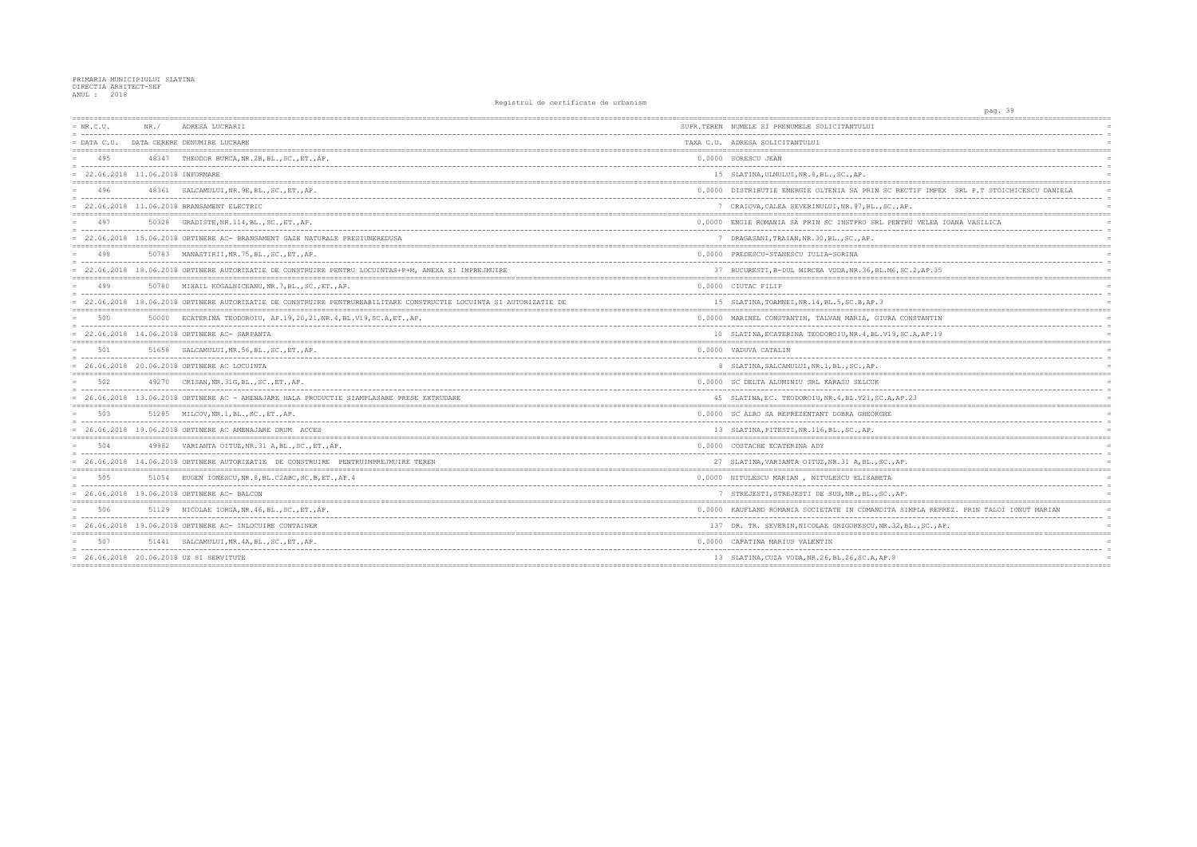PRIMARIA MUNICIPIULUI SLATINA
DIRECTIA ARHITECT-SEF
ANUL : 2018

Registrul de certificate de urbanism

| NR.C.U. / DATA C.U. | NR. / DATA CERERE | ADRESA LUCRARII / DENUMIRE LUCRARE | SUPR.TEREN / TAXA C.U. | NUMELE SI PRENUMELE SOLICITANTULUI / ADRESA SOLICITANTULUI |
|---|---|---|---|---|
| 495 | 48347 | THEODOR BURCA,NR.2B,BL.,SC.,ET.,AP. | 0.0000 | SORESCU JEAN |
| 22.06.2018 | 11.06.2018 | INFORMARE | 15 | SLATINA,ULMULUI,NR.8,BL.,SC.,AP. |
| 496 | 48361 | SALCAMULUI,NR.9E,BL.,SC.,ET.,AP. | 0.0000 | DISTRIBUTIE ENERGIE OLTENIA SA PRIN SC RECTIF IMPEX SRL P.T STOICHICESCU DANIELA |
| 22.06.2018 | 11.06.2018 | BRANSAMENT ELECTRIC | 7 | CRAIOVA,CALEA SEVERINULUI,NR.97,BL.,SC.,AP. |
| 497 | 50328 | GRADISTE,NR.114,BL.,SC.,ET.,AP. | 0.0000 | ENGIE ROMANIA SA PRIN SC INSTPRO SRL PENTRU VELEA IOANA VASILICA |
| 22.06.2018 | 15.06.2018 | OBTINERE AC- BRANSAMENT GAZE NATURALE PRESIUNEREDUSA | 7 | DRAGASANI,TRAIAN,NR.30,BL.,SC.,AP. |
| 498 | 50783 | MANASTIRII,NR.75,BL.,SC.,ET.,AP. | 0.0000 | PREDESCU-STANESCU IULIA-SORINA |
| 22.06.2018 | 18.06.2018 | OBTINERE AUTORIZATIE DE CONSTRUIRE PENTRU LOCUINTAS+P+M, ANEXA SI IMPREJMUIRE | 37 | BUCURESTI,B-DUL MIRCEA VODA,NR.36,BL.M6,SC.2,AP.35 |
| 499 | 50780 | MIHAIL KOGALNICEANU,NR.7,BL.,SC.,ET.,AP. | 0.0000 | CIUTAC FILIP |
| 22.06.2018 | 18.06.2018 | OBTINERE AUTORIZATIE DE CONSTRUIRE PENTRUREABILITARE CONSTRUCTIE LOCUINTA SI AUTORIZATIE DE | 15 | SLATINA,TOAMNEI,NR.14,BL.5,SC.B,AP.3 |
| 500 | 50000 | ECATERINA TEODOROIU, AP.19,20,21,NR.4,BL.V19,SC.A,ET.,AP. | 0.0000 | MARINEL CONSTANTIN, TALVAN MARIA, GIURA CONSTANTIN |
| 22.06.2018 | 14.06.2018 | OBTINERE AC- SARPANTA | 10 | SLATINA,ECATERINA TEODOROIU,NR.4,BL.V19,SC.A,AP.19 |
| 501 | 51658 | SALCAMULUI,NR.56,BL.,SC.,ET.,AP. | 0.0000 | VADUVA CATALIN |
| 26.06.2018 | 20.06.2018 | OBTINERE AC LOCUINTA | 8 | SLATINA,SALCAMULUI,NR.1,BL.,SC.,AP. |
| 502 | 49270 | CRISAN,NR.31G,BL.,SC.,ET.,AP. | 0.0000 | SC DELTA ALUMINIU SRL KARASU SELCUK |
| 26.06.2018 | 13.06.2018 | OBTINERE AC - AMENAJARE HALA PRODUCTIE SIAMPLASARE PRESE EXTRUDARE | 45 | SLATINA,EC. TEODOROIU,NR.4,BL.V21,SC.A,AP.23 |
| 503 | 51285 | MILCOV,NR.1,BL.,SC.,ET.,AP. | 0.0000 | SC ALRO SA REPREZENTANT DOBRA GHEORGHE |
| 26.06.2018 | 19.06.2018 | OBTINERE AC AMENAJARE DRUM ACCES | 13 | SLATINA,PITESTI,NR.116,BL.,SC.,AP. |
| 504 | 49982 | VARIANTA OITUZ,NR.31 A,BL.,SC.,ET.,AP. | 0.0000 | COSTACHE ECATERINA ADY |
| 26.06.2018 | 14.06.2018 | OBTINERE AUTORIZATIE DE CONSTRUIRE PENTRUIMPREJMUIRE TEREN | 27 | SLATINA,VARIANTA OITUZ,NR.31 A,BL.,SC.,AP. |
| 505 | 51054 | EUGEN IONESCU,NR.8,BL.C2ABC,SC.B,ET.,AP.4 | 0.0000 | NITULESCU MARIAN , NITULESCU ELISABETA |
| 26.06.2018 | 19.06.2018 | OBTINERE AC- BALCON | 7 | STREJESTI,STREJESTI DE SUS,NR.,BL.,SC.,AP. |
| 506 | 51129 | NICOLAE IORGA,NR.46,BL.,SC.,ET.,AP. | 0.0000 | KAUFLAND ROMANIA SOCIETATE IN COMANDITA SIMPLA REPREZ. PRIN TALOI IONUT MARIAN |
| 26.06.2018 | 19.06.2018 | OBTINERE AC- INLOCUIRE CONTAINER | 137 | DR. TR. SEVERIN,NICOLAE GRIGORESCU,NR.32,BL.,SC.,AP. |
| 507 | 51441 | SALCAMULUI,NR.4A,BL.,SC.,ET.,AP. | 0.0000 | CAPATINA MARIUS VALENTIN |
| 26.06.2018 | 20.06.2018 | UZ SI SERVITUTE | 13 | SLATINA,CUZA VODA,NR.26,BL.26,SC.A,AP.8 |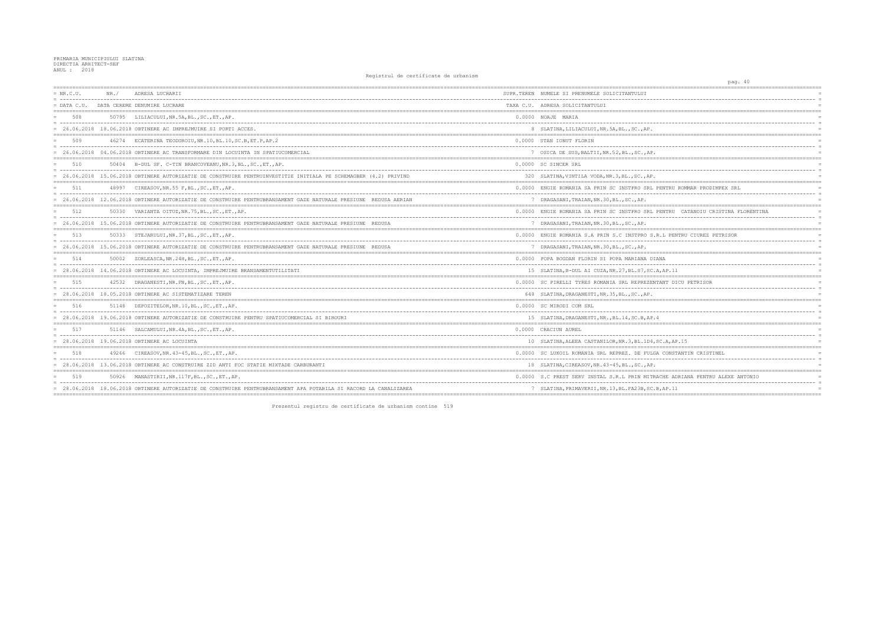PRIMARIA MUNICIPIULUI SLATINA
DIRECTIA ARHITECT-SEF
ANUL : 2018

Registrul de certificate de urbanism

| NR.C.U. / DATA C.U. | NR./ DATA CERERE | ADRESA LUCRARII / DENUMIRE LUCRARE | SUPR.TEREN / TAXA C.U. | NUMELE SI PRENUMELE SOLICITANTULUI / ADRESA SOLICITANTULUI |
|---|---|---|---|---|
| 508 | 50795 | LILIACULUI,NR.5A,BL.,SC.,ET.,AP. | 0.0000 | NOAJE MARIA |
| 26.06.2018 | 18.06.2018 | OBTINERE AC IMPREJMUIRE SI PORTI ACCES. | 8 | SLATINA,LILIACULUI,NR.5A,BL.,SC.,AP. |
| 509 | 46274 | ECATERINA TEODOROIU,NR.10,BL.10,SC.B,ET.P,AP.2 | 0.0000 | STAN IONUT FLORIN |
| 26.06.2018 | 04.06.2018 | OBTINERE AC TRANSFORMARE DIN LOCUINTA IN SPATIUCOMERCIAL | 7 | OSICA DE SUS,BALTII,NR.52,BL.,SC.,AP. |
| 510 | 50404 | B-DUL SF. C-TIN BRANCOVEANU,NR.3,BL.,SC.,ET.,AP. | 0.0000 | SC SINCER SRL |
| 26.06.2018 | 15.06.2018 | OBTINERE AUTORIZATIE DE CONSTRUIRE PENTRUINVESTITIE INITIALA PE SCHEMAGBER (4.2) PRIVIND | 320 | SLATINA,VINTILA VODA,NR.3,BL.,SC.,AP. |
| 511 | 48997 | CIREASOV,NR.55 F,BL.,SC.,ET.,AP. | 0.0000 | ENGIE ROMANIA SA PRIN SC INSTPRO SRL PENTRU ROMMAR PRODIMPEX SRL |
| 26.06.2018 | 12.06.2018 | OBTINERE AUTORIZATIE DE CONSTRUIRE PENTRUBRANSAMENT GAZE NATURALE PRESIUNE REDUSA AERIAN | 7 | DRAGASANI,TRAIAN,NR.30,BL.,SC.,AP. |
| 512 | 50330 | VARIANTA OITUZ,NR.75,BL.,SC.,ET.,AP. | 0.0000 | ENGIE ROMANIA SA PRIN SC INSTPRO SRL PENTRU CATANOIU CRISTINA FLORENTINA |
| 26.06.2018 | 15.06.2018 | OBTINERE AUTORIZATIE DE CONSTRUIRE PENTRUBRANSAMENT GAZE NATURALE PRESIUNE REDUSA | 7 | DRAGASANI,TRAIAN,NR.30,BL.,SC.,AP. |
| 513 | 50333 | STEJARULUI,NR.37,BL.,SC.,ET.,AP. | 0.0000 | ENGIE ROMANIA S.A PRIN S.C INSTPRO S.R.L PENTRU CIUREZ PETRISOR |
| 26.06.2018 | 15.06.2018 | OBTINERE AUTORIZATIE DE CONSTRUIRE PENTRUBRANSAMENT GAZE NATURALE PRESIUNE REDUSA | 7 | DRAGASANI,TRAIAN,NR.30,BL.,SC.,AP. |
| 514 | 50002 | ZORLEASCA,NR.24H,BL.,SC.,ET.,AP. | 0.0000 | POPA BOGDAN FLORIN SI POPA MARIANA DIANA |
| 28.06.2018 | 14.06.2018 | OBTINERE AC LOCUINTA, IMPREJMUIRE BRANSAMENTUTILITATI | 15 | SLATINA,B-DUL AI CUZA,NR.27,BL.S7,SC.A,AP.11 |
| 515 | 42532 | DRAGANESTI,NR.FN,BL.,SC.,ET.,AP. | 0.0000 | SC PIRELLI TYRES ROMANIA SRL REPREZENTANT DICU PETRISOR |
| 28.06.2018 | 18.05.2018 | OBTINERE AC SISTEMATIZARE TEREN | 648 | SLATINA,DRAGANESTI,NR.35,BL.,SC.,AP. |
| 516 | 51148 | DEPOZITELOR,NR.10,BL.,SC.,ET.,AP. | 0.0000 | SC MIRODI COM SRL |
| 28.06.2018 | 19.06.2018 | OBTINERE AUTORIZATIE DE CONSTRUIRE PENTRU SPATIUCOMERCIAL SI BIROURI | 15 | SLATINA,DRAGANESTI,NR.,BL.14,SC.B,AP.4 |
| 517 | 51146 | SALCAMULUI,NR.4A,BL.,SC.,ET.,AP. | 0.0000 | CRACIUN AUREL |
| 28.06.2018 | 19.06.2018 | OBTINERE AC LOCUINTA | 10 | SLATINA,ALEEA CASTANILOR,NR.3,BL.1D4,SC.A,AP.15 |
| 518 | 49266 | CIREASOV,NR.43-45,BL.,SC.,ET.,AP. | 0.0000 | SC LUKOIL ROMANIA SRL REPREZ. DE FULGA CONSTANTIN CRISTINEL |
| 28.06.2018 | 13.06.2018 | OBTINERE AC CONSTRUIRE ZID ANTI FOC STATIE MIXTADE CARBURANTI | 18 | SLATINA,CIREASOV,NR.43-45,BL.,SC.,AP. |
| 519 | 50926 | MANASTIRII,NR.117F,BL.,SC.,ET.,AP. | 0.0000 | S.C PREST SERV INSTAL S.R.L PRIN MITRACHE ADRIANA PENTRU ALEXE ANTONIO |
| 28.06.2018 | 18.06.2018 | OBTINERE AUTORIZATIE DE CONSTRUIRE PENTRUBRANSAMENT APA POTABILA SI RACORD LA CANALIZAREA | 7 | SLATINA,PRIMAVERII,NR.13,BL.FA23B,SC.B,AP.11 |

Prezentul registru de certificate de urbanism contine 519